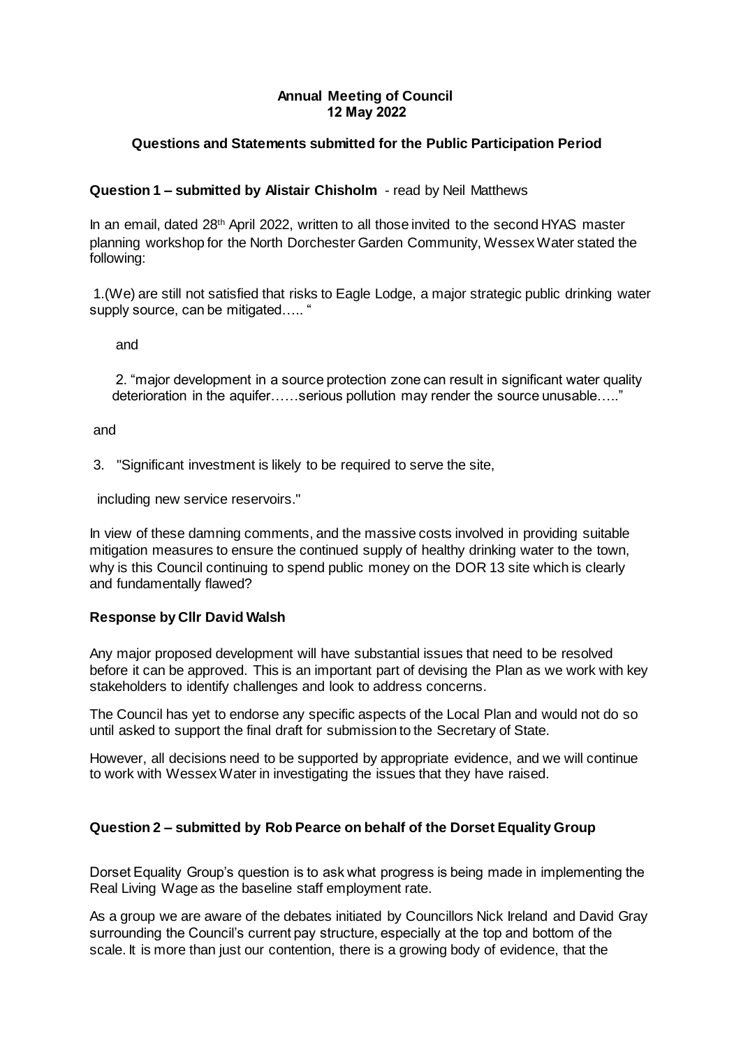**Annual Meeting of Council**
**12 May 2022**

**Questions and Statements submitted for the Public Participation Period**

**Question 1 – submitted by Alistair Chisholm** - read by Neil Matthews

In an email, dated 28th April 2022, written to all those invited to the second HYAS master planning workshop for the North Dorchester Garden Community, Wessex Water stated the following:

1.(We) are still not satisfied that risks to Eagle Lodge, a major strategic public drinking water supply source, can be mitigated….. "

and

2. "major development in a source protection zone can result in significant water quality deterioration in the aquifer……serious pollution may render the source unusable….."

and

3. "Significant investment is likely to be required to serve the site, including new service reservoirs."

In view of these damning comments, and the massive costs involved in providing suitable mitigation measures to ensure the continued supply of healthy drinking water to the town, why is this Council continuing to spend public money on the DOR 13 site which is clearly and fundamentally flawed?

**Response by Cllr David Walsh**

Any major proposed development will have substantial issues that need to be resolved before it can be approved. This is an important part of devising the Plan as we work with key stakeholders to identify challenges and look to address concerns.

The Council has yet to endorse any specific aspects of the Local Plan and would not do so until asked to support the final draft for submission to the Secretary of State.

However, all decisions need to be supported by appropriate evidence, and we will continue to work with Wessex Water in investigating the issues that they have raised.

**Question 2 – submitted by Rob Pearce on behalf of the Dorset Equality Group**

Dorset Equality Group's question is to ask what progress is being made in implementing the Real Living Wage as the baseline staff employment rate.

As a group we are aware of the debates initiated by Councillors Nick Ireland and David Gray surrounding the Council's current pay structure, especially at the top and bottom of the scale. It is more than just our contention, there is a growing body of evidence, that the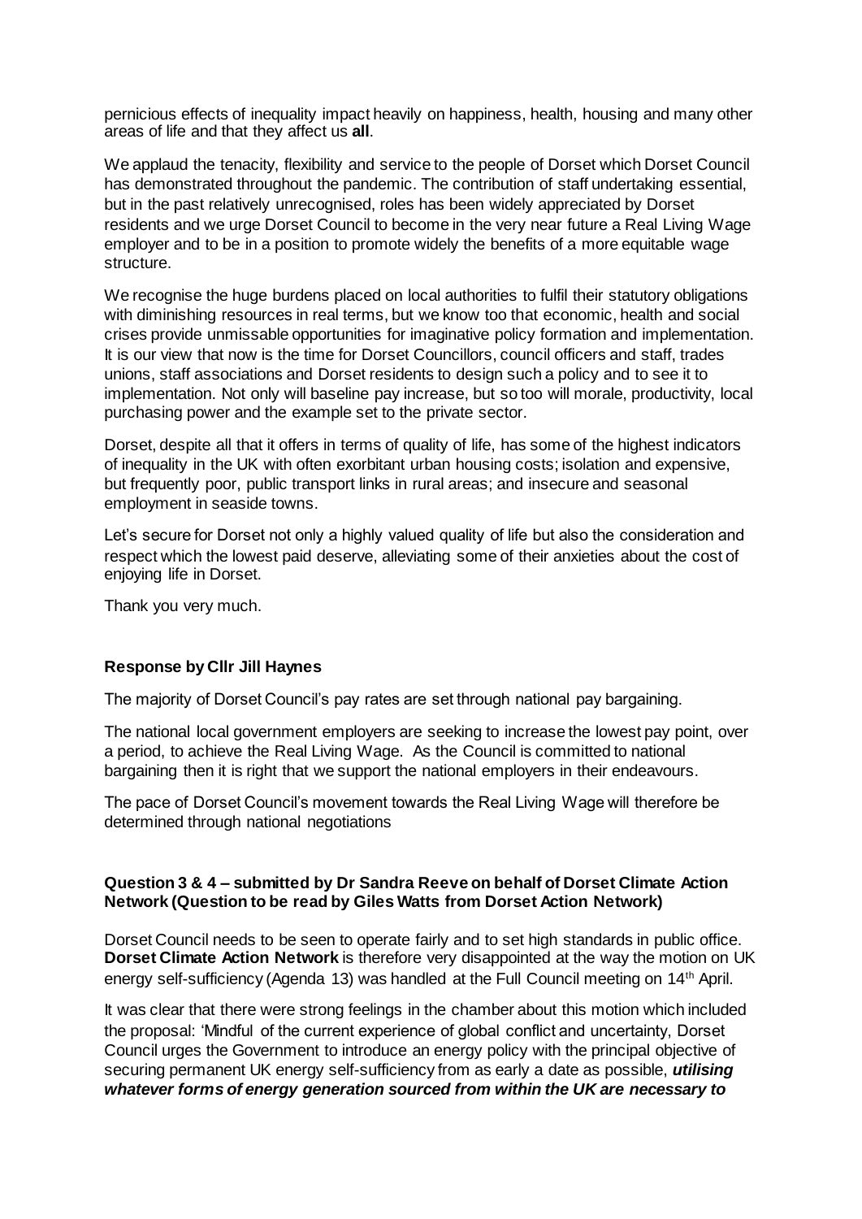pernicious effects of inequality impact heavily on happiness, health, housing and many other areas of life and that they affect us **all**.

We applaud the tenacity, flexibility and service to the people of Dorset which Dorset Council has demonstrated throughout the pandemic. The contribution of staff undertaking essential, but in the past relatively unrecognised, roles has been widely appreciated by Dorset residents and we urge Dorset Council to become in the very near future a Real Living Wage employer and to be in a position to promote widely the benefits of a more equitable wage structure.

We recognise the huge burdens placed on local authorities to fulfil their statutory obligations with diminishing resources in real terms, but we know too that economic, health and social crises provide unmissable opportunities for imaginative policy formation and implementation. It is our view that now is the time for Dorset Councillors, council officers and staff, trades unions, staff associations and Dorset residents to design such a policy and to see it to implementation. Not only will baseline pay increase, but so too will morale, productivity, local purchasing power and the example set to the private sector.

Dorset, despite all that it offers in terms of quality of life, has some of the highest indicators of inequality in the UK with often exorbitant urban housing costs; isolation and expensive, but frequently poor, public transport links in rural areas; and insecure and seasonal employment in seaside towns.

Let's secure for Dorset not only a highly valued quality of life but also the consideration and respect which the lowest paid deserve, alleviating some of their anxieties about the cost of enjoying life in Dorset.

Thank you very much.

**Response by Cllr Jill Haynes**

The majority of Dorset Council's pay rates are set through national pay bargaining.

The national local government employers are seeking to increase the lowest pay point, over a period, to achieve the Real Living Wage. As the Council is committed to national bargaining then it is right that we support the national employers in their endeavours.

The pace of Dorset Council's movement towards the Real Living Wage will therefore be determined through national negotiations

**Question 3 & 4 – submitted by Dr Sandra Reeve on behalf of Dorset Climate Action Network (Question to be read by Giles Watts from Dorset Action Network)**

Dorset Council needs to be seen to operate fairly and to set high standards in public office. **Dorset Climate Action Network** is therefore very disappointed at the way the motion on UK energy self-sufficiency (Agenda 13) was handled at the Full Council meeting on 14th April.

It was clear that there were strong feelings in the chamber about this motion which included the proposal: 'Mindful of the current experience of global conflict and uncertainty, Dorset Council urges the Government to introduce an energy policy with the principal objective of securing permanent UK energy self-sufficiency from as early a date as possible, ***utilising whatever forms of energy generation sourced from within the UK are necessary to***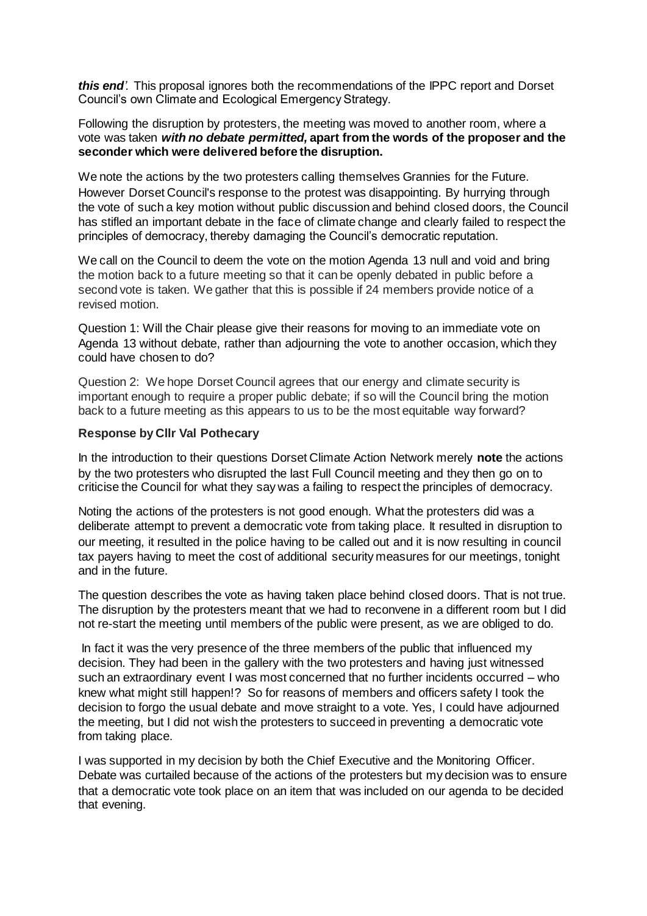***this end'.*** This proposal ignores both the recommendations of the IPPC report and Dorset Council's own Climate and Ecological Emergency Strategy.

Following the disruption by protesters, the meeting was moved to another room, where a vote was taken ***with no debate permitted,*** **apart from the words of the proposer and the seconder which were delivered before the disruption.**

We note the actions by the two protesters calling themselves Grannies for the Future. However Dorset Council's response to the protest was disappointing. By hurrying through the vote of such a key motion without public discussion and behind closed doors, the Council has stifled an important debate in the face of climate change and clearly failed to respect the principles of democracy, thereby damaging the Council's democratic reputation.

We call on the Council to deem the vote on the motion Agenda 13 null and void and bring the motion back to a future meeting so that it can be openly debated in public before a second vote is taken. We gather that this is possible if 24 members provide notice of a revised motion.

Question 1: Will the Chair please give their reasons for moving to an immediate vote on Agenda 13 without debate, rather than adjourning the vote to another occasion, which they could have chosen to do?

Question 2: We hope Dorset Council agrees that our energy and climate security is important enough to require a proper public debate; if so will the Council bring the motion back to a future meeting as this appears to us to be the most equitable way forward?

**Response by Cllr Val Pothecary**

In the introduction to their questions Dorset Climate Action Network merely **note** the actions by the two protesters who disrupted the last Full Council meeting and they then go on to criticise the Council for what they say was a failing to respect the principles of democracy.

Noting the actions of the protesters is not good enough. What the protesters did was a deliberate attempt to prevent a democratic vote from taking place. It resulted in disruption to our meeting, it resulted in the police having to be called out and it is now resulting in council tax payers having to meet the cost of additional security measures for our meetings, tonight and in the future.

The question describes the vote as having taken place behind closed doors. That is not true. The disruption by the protesters meant that we had to reconvene in a different room but I did not re-start the meeting until members of the public were present, as we are obliged to do.

In fact it was the very presence of the three members of the public that influenced my decision. They had been in the gallery with the two protesters and having just witnessed such an extraordinary event I was most concerned that no further incidents occurred – who knew what might still happen!? So for reasons of members and officers safety I took the decision to forgo the usual debate and move straight to a vote. Yes, I could have adjourned the meeting, but I did not wish the protesters to succeed in preventing a democratic vote from taking place.

I was supported in my decision by both the Chief Executive and the Monitoring Officer. Debate was curtailed because of the actions of the protesters but my decision was to ensure that a democratic vote took place on an item that was included on our agenda to be decided that evening.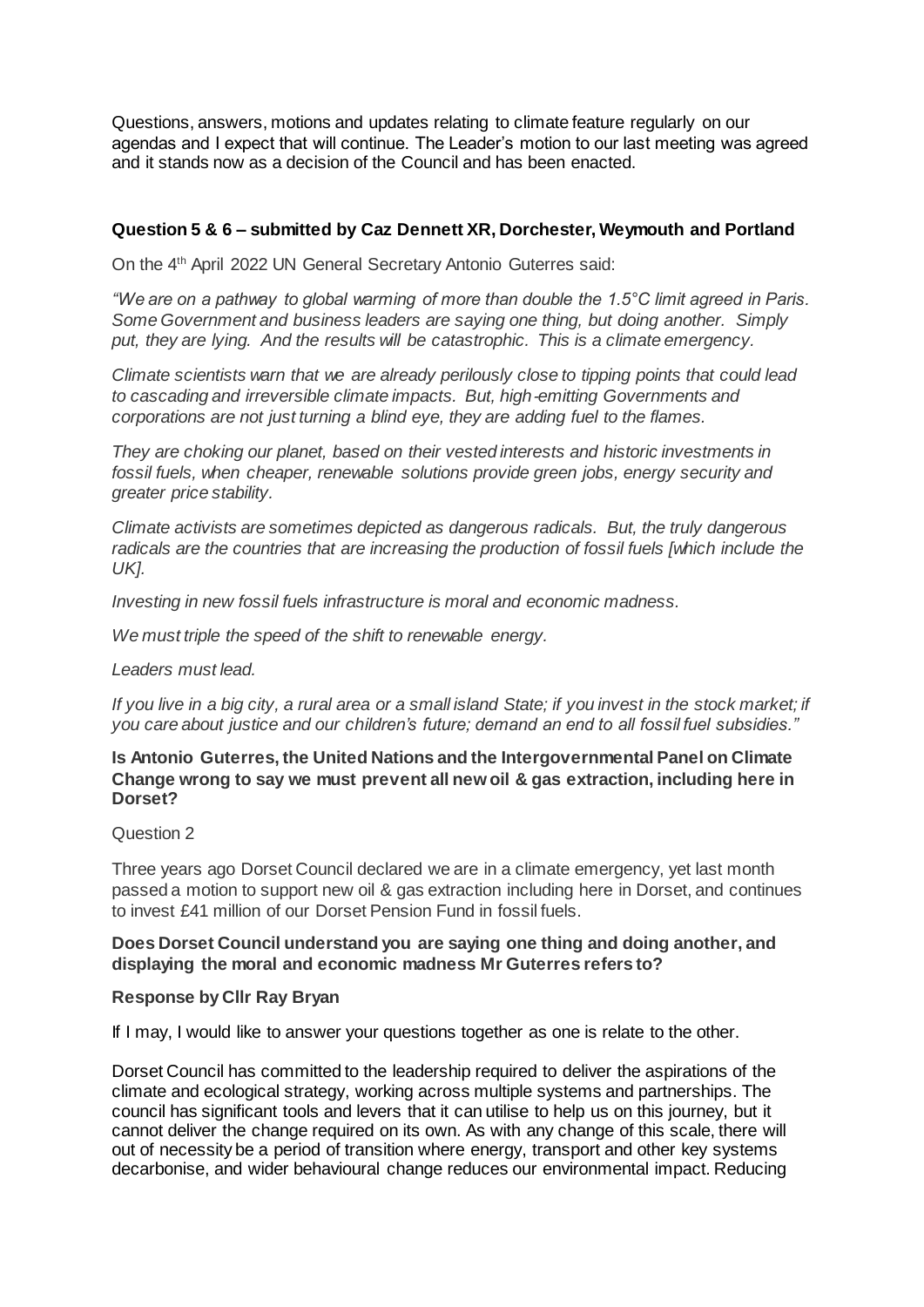Questions, answers, motions and updates relating to climate feature regularly on our agendas and I expect that will continue. The Leader's motion to our last meeting was agreed and it stands now as a decision of the Council and has been enacted.

### Question 5 & 6 – submitted by Caz Dennett XR, Dorchester, Weymouth and Portland

On the 4th April 2022 UN General Secretary Antonio Guterres said:

*"We are on a pathway to global warming of more than double the 1.5°C limit agreed in Paris. Some Government and business leaders are saying one thing, but doing another. Simply put, they are lying. And the results will be catastrophic. This is a climate emergency.*

*Climate scientists warn that we are already perilously close to tipping points that could lead to cascading and irreversible climate impacts. But, high-emitting Governments and corporations are not just turning a blind eye, they are adding fuel to the flames.*

*They are choking our planet, based on their vested interests and historic investments in fossil fuels, when cheaper, renewable solutions provide green jobs, energy security and greater price stability.*

*Climate activists are sometimes depicted as dangerous radicals. But, the truly dangerous radicals are the countries that are increasing the production of fossil fuels [which include the UK].*

*Investing in new fossil fuels infrastructure is moral and economic madness.*

*We must triple the speed of the shift to renewable energy.*

*Leaders must lead.*

*If you live in a big city, a rural area or a small island State; if you invest in the stock market; if you care about justice and our children's future; demand an end to all fossil fuel subsidies."*

**Is Antonio Guterres, the United Nations and the Intergovernmental Panel on Climate Change wrong to say we must prevent all new oil & gas extraction, including here in Dorset?**

Question 2

Three years ago Dorset Council declared we are in a climate emergency, yet last month passed a motion to support new oil & gas extraction including here in Dorset, and continues to invest £41 million of our Dorset Pension Fund in fossil fuels.

**Does Dorset Council understand you are saying one thing and doing another, and displaying the moral and economic madness Mr Guterres refers to?**

**Response by Cllr Ray Bryan**

If I may, I would like to answer your questions together as one is relate to the other.

Dorset Council has committed to the leadership required to deliver the aspirations of the climate and ecological strategy, working across multiple systems and partnerships. The council has significant tools and levers that it can utilise to help us on this journey, but it cannot deliver the change required on its own. As with any change of this scale, there will out of necessity be a period of transition where energy, transport and other key systems decarbonise, and wider behavioural change reduces our environmental impact. Reducing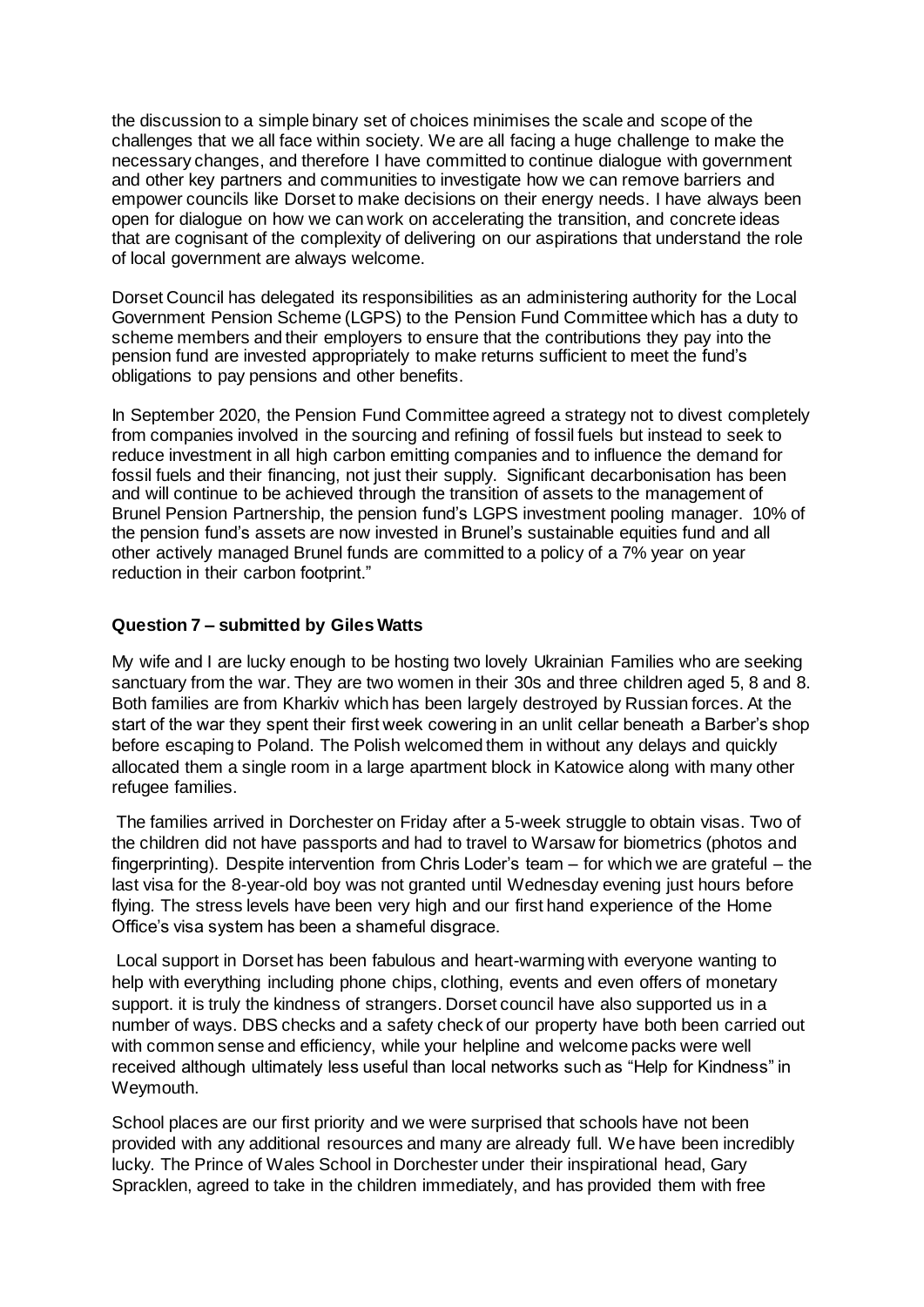the discussion to a simple binary set of choices minimises the scale and scope of the challenges that we all face within society. We are all facing a huge challenge to make the necessary changes, and therefore I have committed to continue dialogue with government and other key partners and communities to investigate how we can remove barriers and empower councils like Dorset to make decisions on their energy needs. I have always been open for dialogue on how we can work on accelerating the transition, and concrete ideas that are cognisant of the complexity of delivering on our aspirations that understand the role of local government are always welcome.

Dorset Council has delegated its responsibilities as an administering authority for the Local Government Pension Scheme (LGPS) to the Pension Fund Committee which has a duty to scheme members and their employers to ensure that the contributions they pay into the pension fund are invested appropriately to make returns sufficient to meet the fund's obligations to pay pensions and other benefits.

In September 2020, the Pension Fund Committee agreed a strategy not to divest completely from companies involved in the sourcing and refining of fossil fuels but instead to seek to reduce investment in all high carbon emitting companies and to influence the demand for fossil fuels and their financing, not just their supply. Significant decarbonisation has been and will continue to be achieved through the transition of assets to the management of Brunel Pension Partnership, the pension fund's LGPS investment pooling manager. 10% of the pension fund's assets are now invested in Brunel's sustainable equities fund and all other actively managed Brunel funds are committed to a policy of a 7% year on year reduction in their carbon footprint."

**Question 7 – submitted by Giles Watts**

My wife and I are lucky enough to be hosting two lovely Ukrainian Families who are seeking sanctuary from the war. They are two women in their 30s and three children aged 5, 8 and 8. Both families are from Kharkiv which has been largely destroyed by Russian forces. At the start of the war they spent their first week cowering in an unlit cellar beneath a Barber's shop before escaping to Poland. The Polish welcomed them in without any delays and quickly allocated them a single room in a large apartment block in Katowice along with many other refugee families.

The families arrived in Dorchester on Friday after a 5-week struggle to obtain visas. Two of the children did not have passports and had to travel to Warsaw for biometrics (photos and fingerprinting). Despite intervention from Chris Loder's team – for which we are grateful – the last visa for the 8-year-old boy was not granted until Wednesday evening just hours before flying. The stress levels have been very high and our first hand experience of the Home Office's visa system has been a shameful disgrace.

Local support in Dorset has been fabulous and heart-warming with everyone wanting to help with everything including phone chips, clothing, events and even offers of monetary support. it is truly the kindness of strangers. Dorset council have also supported us in a number of ways. DBS checks and a safety check of our property have both been carried out with common sense and efficiency, while your helpline and welcome packs were well received although ultimately less useful than local networks such as "Help for Kindness" in Weymouth.

School places are our first priority and we were surprised that schools have not been provided with any additional resources and many are already full. We have been incredibly lucky. The Prince of Wales School in Dorchester under their inspirational head, Gary Spracklen, agreed to take in the children immediately, and has provided them with free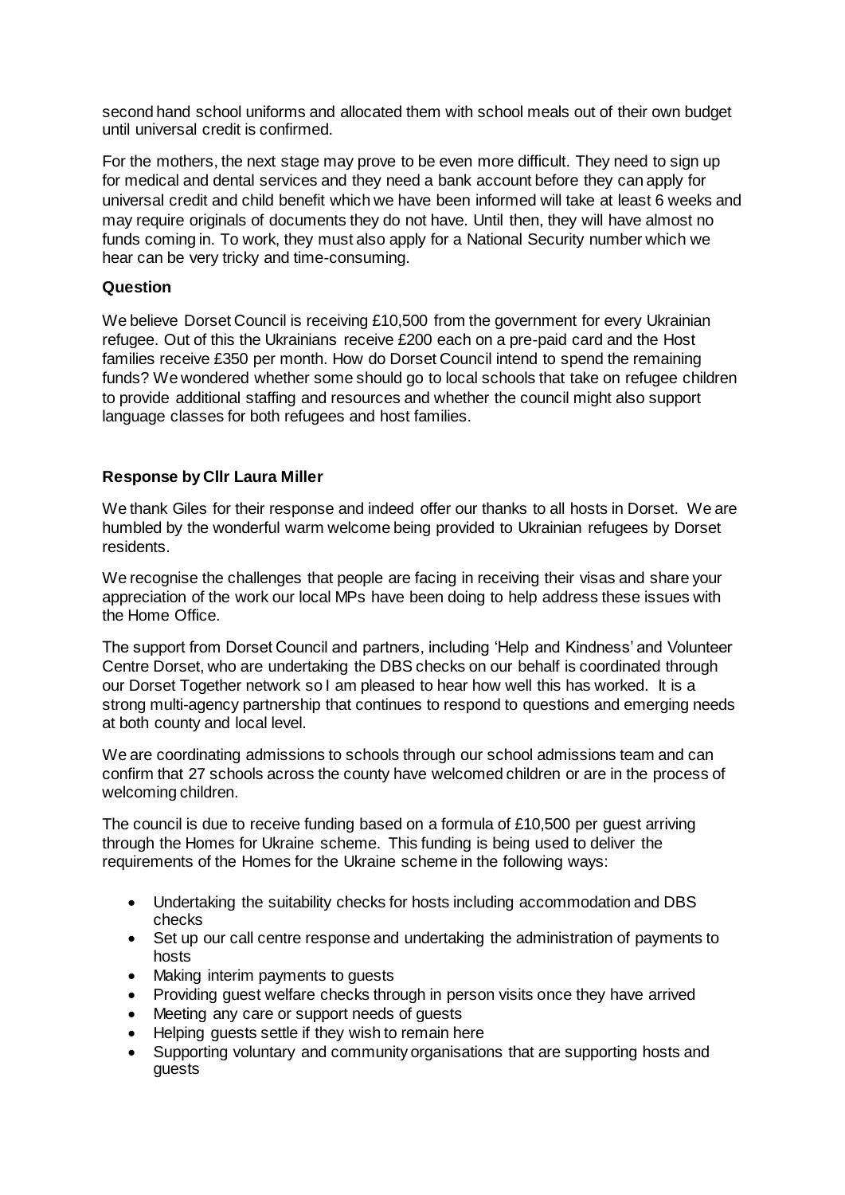second hand school uniforms and allocated them with school meals out of their own budget until universal credit is confirmed.

For the mothers, the next stage may prove to be even more difficult. They need to sign up for medical and dental services and they need a bank account before they can apply for universal credit and child benefit which we have been informed will take at least 6 weeks and may require originals of documents they do not have. Until then, they will have almost no funds coming in. To work, they must also apply for a National Security number which we hear can be very tricky and time-consuming.

**Question**

We believe Dorset Council is receiving £10,500 from the government for every Ukrainian refugee. Out of this the Ukrainians receive £200 each on a pre-paid card and the Host families receive £350 per month. How do Dorset Council intend to spend the remaining funds? We wondered whether some should go to local schools that take on refugee children to provide additional staffing and resources and whether the council might also support language classes for both refugees and host families.

**Response by Cllr Laura Miller**

We thank Giles for their response and indeed offer our thanks to all hosts in Dorset. We are humbled by the wonderful warm welcome being provided to Ukrainian refugees by Dorset residents.

We recognise the challenges that people are facing in receiving their visas and share your appreciation of the work our local MPs have been doing to help address these issues with the Home Office.

The support from Dorset Council and partners, including 'Help and Kindness' and Volunteer Centre Dorset, who are undertaking the DBS checks on our behalf is coordinated through our Dorset Together network so I am pleased to hear how well this has worked. It is a strong multi-agency partnership that continues to respond to questions and emerging needs at both county and local level.

We are coordinating admissions to schools through our school admissions team and can confirm that 27 schools across the county have welcomed children or are in the process of welcoming children.

The council is due to receive funding based on a formula of £10,500 per guest arriving through the Homes for Ukraine scheme. This funding is being used to deliver the requirements of the Homes for the Ukraine scheme in the following ways:

- Undertaking the suitability checks for hosts including accommodation and DBS checks
- Set up our call centre response and undertaking the administration of payments to hosts
- Making interim payments to guests
- Providing guest welfare checks through in person visits once they have arrived
- Meeting any care or support needs of guests
- Helping guests settle if they wish to remain here
- Supporting voluntary and community organisations that are supporting hosts and guests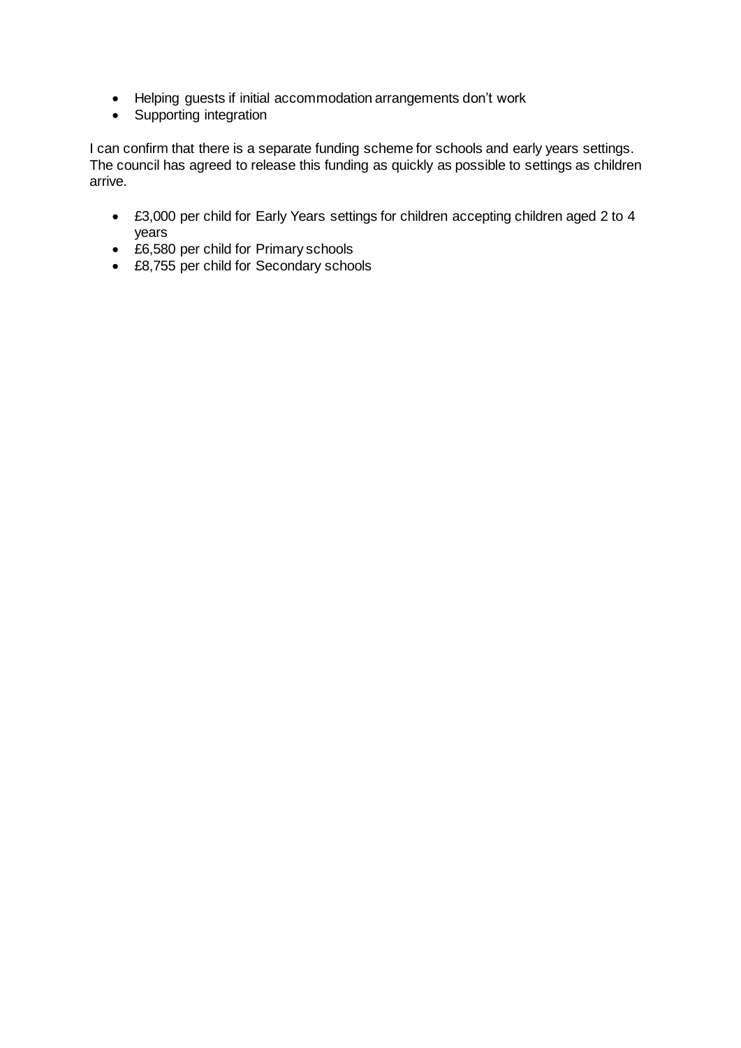- Helping guests if initial accommodation arrangements don't work
- Supporting integration

I can confirm that there is a separate funding scheme for schools and early years settings. The council has agreed to release this funding as quickly as possible to settings as children arrive.

- £3,000 per child for Early Years settings for children accepting children aged 2 to 4 years
- £6,580 per child for Primary schools
- £8,755 per child for Secondary schools